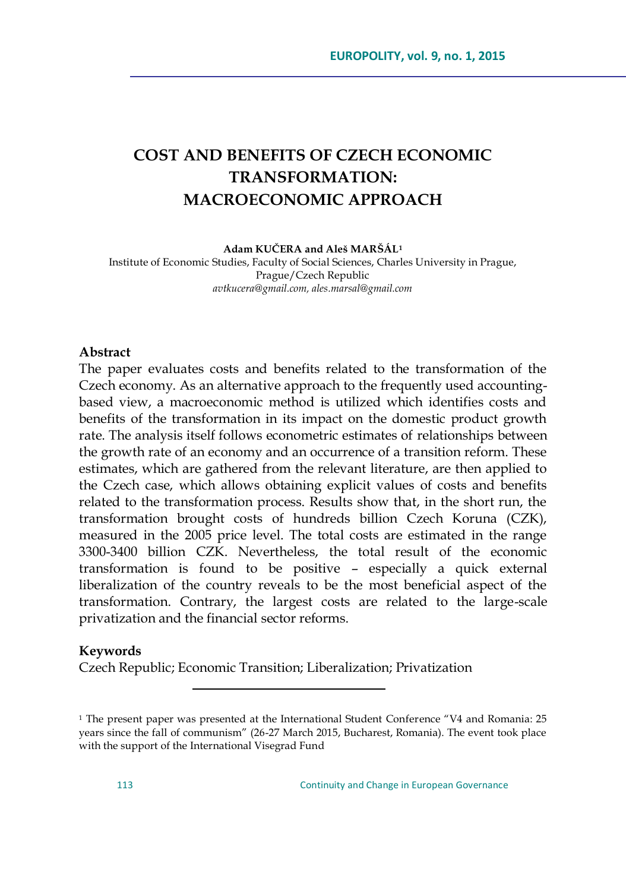# COST AND BENEFITS OF CZECH ECONOMIC TRANSFORMATION: MACROECONOMIC APPROACH

**Adam KUČERA and Aleš MARŠÁL**[1]

Institute of Economic Studies, Faculty of Social Sciences, Charles University in Prague, Prague/Czech Republic

*avtkucera@gmail.com, ales.marsal@gmail.com*

### Abstract

The paper evaluates costs and benefits related to the transformation of the Czech economy. As an alternative approach to the frequently used accounting-based view, a macroeconomic method is utilized which identifies costs and benefits of the transformation in its impact on the domestic product growth rate. The analysis itself follows econometric estimates of relationships between the growth rate of an economy and an occurrence of a transition reform. These estimates, which are gathered from the relevant literature, are then applied to the Czech case, which allows obtaining explicit values of costs and benefits related to the transformation process. Results show that, in the short run, the transformation brought costs of hundreds billion Czech Koruna (CZK), measured in the 2005 price level. The total costs are estimated in the range 3300-3400 billion CZK. Nevertheless, the total result of the economic transformation is found to be positive – especially a quick external liberalization of the country reveals to be the most beneficial aspect of the transformation. Contrary, the largest costs are related to the large-scale privatization and the financial sector reforms.

### Keywords

Czech Republic; Economic Transition; Liberalization; Privatization

---

[1] The present paper was presented at the International Student Conference "V4 and Romania: 25 years since the fall of communism" (26-27 March 2015, Bucharest, Romania). The event took place with the support of the International Visegrad Fund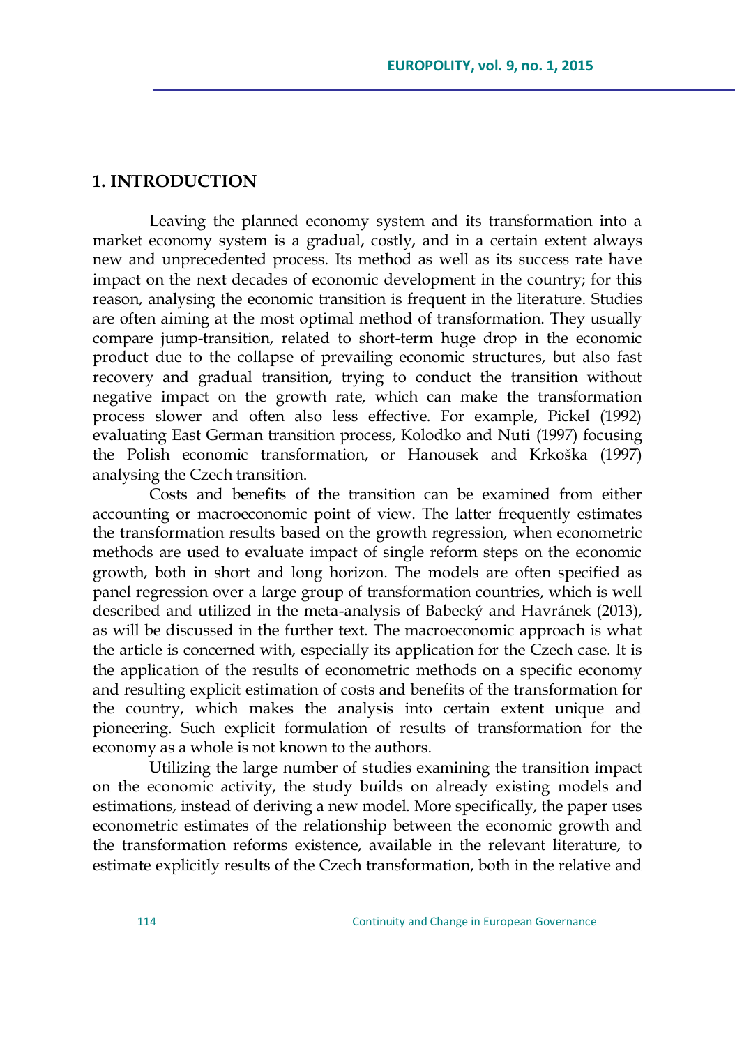## 1. INTRODUCTION

Leaving the planned economy system and its transformation into a market economy system is a gradual, costly, and in a certain extent always new and unprecedented process. Its method as well as its success rate have impact on the next decades of economic development in the country; for this reason, analysing the economic transition is frequent in the literature. Studies are often aiming at the most optimal method of transformation. They usually compare jump-transition, related to short-term huge drop in the economic product due to the collapse of prevailing economic structures, but also fast recovery and gradual transition, trying to conduct the transition without negative impact on the growth rate, which can make the transformation process slower and often also less effective. For example, Pickel (1992) evaluating East German transition process, Kolodko and Nuti (1997) focusing the Polish economic transformation, or Hanousek and Krkoška (1997) analysing the Czech transition.

Costs and benefits of the transition can be examined from either accounting or macroeconomic point of view. The latter frequently estimates the transformation results based on the growth regression, when econometric methods are used to evaluate impact of single reform steps on the economic growth, both in short and long horizon. The models are often specified as panel regression over a large group of transformation countries, which is well described and utilized in the meta-analysis of Babecký and Havránek (2013), as will be discussed in the further text. The macroeconomic approach is what the article is concerned with, especially its application for the Czech case. It is the application of the results of econometric methods on a specific economy and resulting explicit estimation of costs and benefits of the transformation for the country, which makes the analysis into certain extent unique and pioneering. Such explicit formulation of results of transformation for the economy as a whole is not known to the authors.

Utilizing the large number of studies examining the transition impact on the economic activity, the study builds on already existing models and estimations, instead of deriving a new model. More specifically, the paper uses econometric estimates of the relationship between the economic growth and the transformation reforms existence, available in the relevant literature, to estimate explicitly results of the Czech transformation, both in the relative and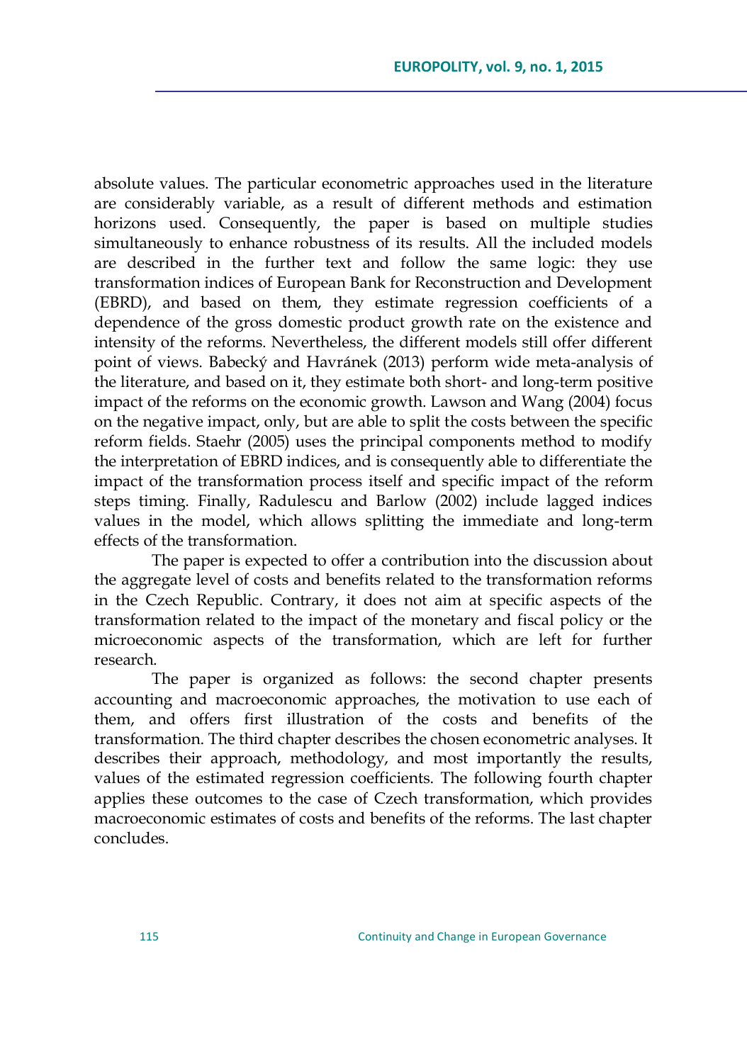absolute values. The particular econometric approaches used in the literature are considerably variable, as a result of different methods and estimation horizons used. Consequently, the paper is based on multiple studies simultaneously to enhance robustness of its results. All the included models are described in the further text and follow the same logic: they use transformation indices of European Bank for Reconstruction and Development (EBRD), and based on them, they estimate regression coefficients of a dependence of the gross domestic product growth rate on the existence and intensity of the reforms. Nevertheless, the different models still offer different point of views. Babecký and Havránek (2013) perform wide meta-analysis of the literature, and based on it, they estimate both short- and long-term positive impact of the reforms on the economic growth. Lawson and Wang (2004) focus on the negative impact, only, but are able to split the costs between the specific reform fields. Staehr (2005) uses the principal components method to modify the interpretation of EBRD indices, and is consequently able to differentiate the impact of the transformation process itself and specific impact of the reform steps timing. Finally, Radulescu and Barlow (2002) include lagged indices values in the model, which allows splitting the immediate and long-term effects of the transformation.

The paper is expected to offer a contribution into the discussion about the aggregate level of costs and benefits related to the transformation reforms in the Czech Republic. Contrary, it does not aim at specific aspects of the transformation related to the impact of the monetary and fiscal policy or the microeconomic aspects of the transformation, which are left for further research.

The paper is organized as follows: the second chapter presents accounting and macroeconomic approaches, the motivation to use each of them, and offers first illustration of the costs and benefits of the transformation. The third chapter describes the chosen econometric analyses. It describes their approach, methodology, and most importantly the results, values of the estimated regression coefficients. The following fourth chapter applies these outcomes to the case of Czech transformation, which provides macroeconomic estimates of costs and benefits of the reforms. The last chapter concludes.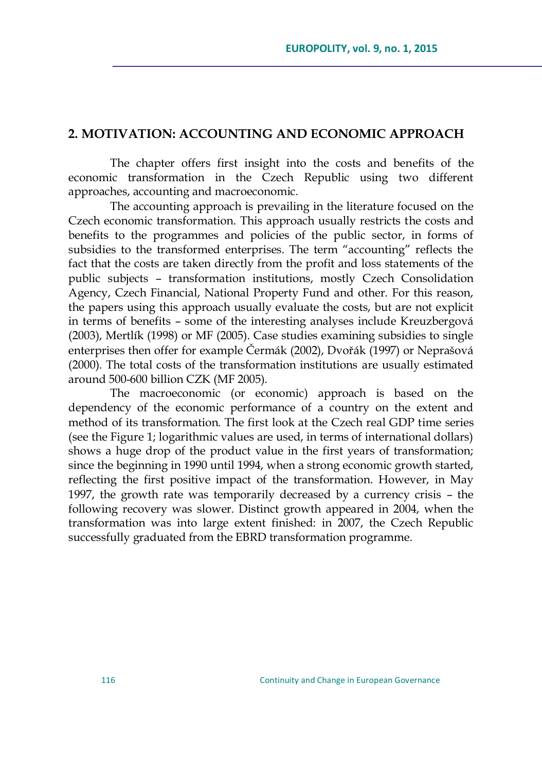## 2. MOTIVATION: ACCOUNTING AND ECONOMIC APPROACH

The chapter offers first insight into the costs and benefits of the economic transformation in the Czech Republic using two different approaches, accounting and macroeconomic.

The accounting approach is prevailing in the literature focused on the Czech economic transformation. This approach usually restricts the costs and benefits to the programmes and policies of the public sector, in forms of subsidies to the transformed enterprises. The term "accounting" reflects the fact that the costs are taken directly from the profit and loss statements of the public subjects – transformation institutions, mostly Czech Consolidation Agency, Czech Financial, National Property Fund and other. For this reason, the papers using this approach usually evaluate the costs, but are not explicit in terms of benefits – some of the interesting analyses include Kreuzbergová (2003), Mertlík (1998) or MF (2005). Case studies examining subsidies to single enterprises then offer for example Čermák (2002), Dvořák (1997) or Neprašová (2000). The total costs of the transformation institutions are usually estimated around 500-600 billion CZK (MF 2005).

The macroeconomic (or economic) approach is based on the dependency of the economic performance of a country on the extent and method of its transformation. The first look at the Czech real GDP time series (see the Figure 1; logarithmic values are used, in terms of international dollars) shows a huge drop of the product value in the first years of transformation; since the beginning in 1990 until 1994, when a strong economic growth started, reflecting the first positive impact of the transformation. However, in May 1997, the growth rate was temporarily decreased by a currency crisis – the following recovery was slower. Distinct growth appeared in 2004, when the transformation was into large extent finished: in 2007, the Czech Republic successfully graduated from the EBRD transformation programme.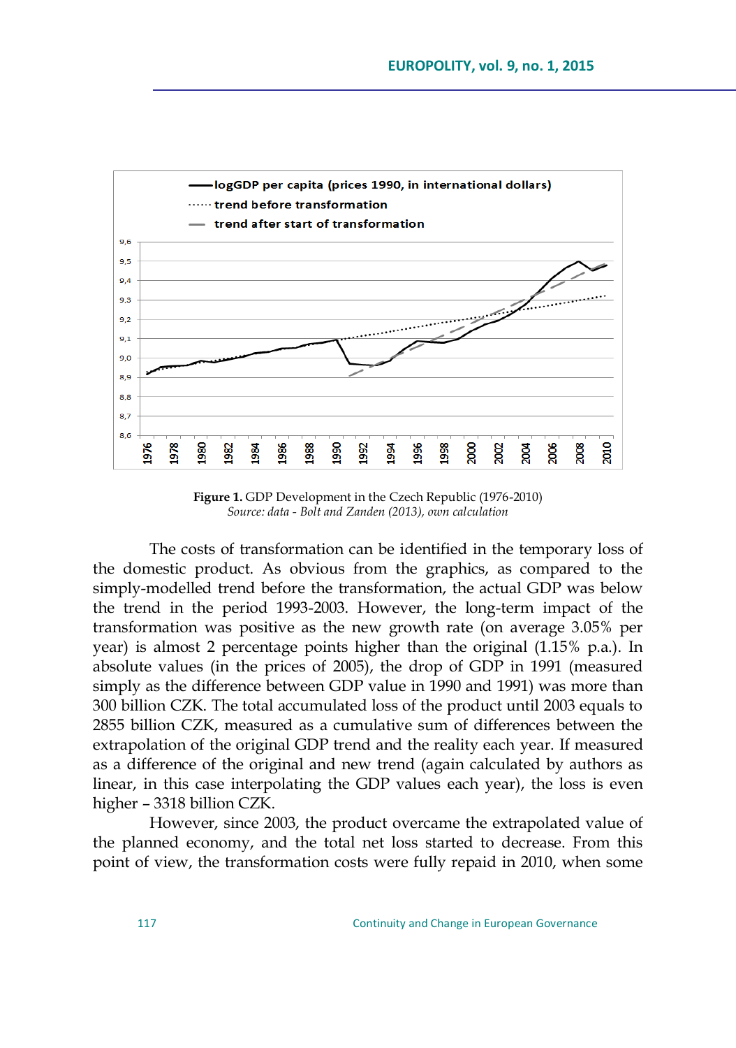**Figure 1.** GDP Development in the Czech Republic (1976-2010)
*Source: data - Bolt and Zanden (2013), own calculation*

The costs of transformation can be identified in the temporary loss of the domestic product. As obvious from the graphics, as compared to the simply-modelled trend before the transformation, the actual GDP was below the trend in the period 1993-2003. However, the long-term impact of the transformation was positive as the new growth rate (on average 3.05% per year) is almost 2 percentage points higher than the original (1.15% p.a.). In absolute values (in the prices of 2005), the drop of GDP in 1991 (measured simply as the difference between GDP value in 1990 and 1991) was more than 300 billion CZK. The total accumulated loss of the product until 2003 equals to 2855 billion CZK, measured as a cumulative sum of differences between the extrapolation of the original GDP trend and the reality each year. If measured as a difference of the original and new trend (again calculated by authors as linear, in this case interpolating the GDP values each year), the loss is even higher – 3318 billion CZK.

However, since 2003, the product overcame the extrapolated value of the planned economy, and the total net loss started to decrease. From this point of view, the transformation costs were fully repaid in 2010, when some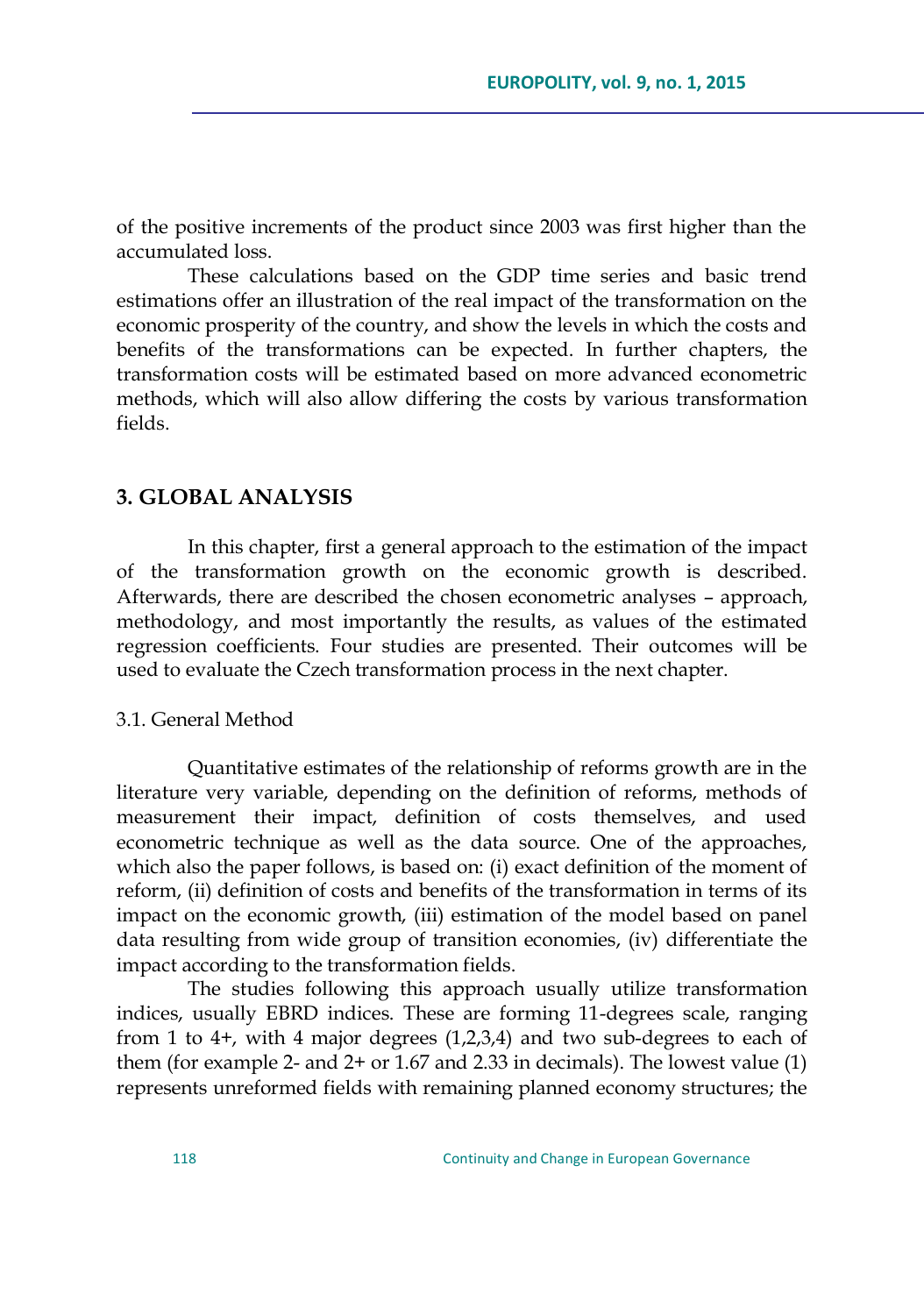of the positive increments of the product since 2003 was first higher than the accumulated loss.

These calculations based on the GDP time series and basic trend estimations offer an illustration of the real impact of the transformation on the economic prosperity of the country, and show the levels in which the costs and benefits of the transformations can be expected. In further chapters, the transformation costs will be estimated based on more advanced econometric methods, which will also allow differing the costs by various transformation fields.

## 3. GLOBAL ANALYSIS

In this chapter, first a general approach to the estimation of the impact of the transformation growth on the economic growth is described. Afterwards, there are described the chosen econometric analyses – approach, methodology, and most importantly the results, as values of the estimated regression coefficients. Four studies are presented. Their outcomes will be used to evaluate the Czech transformation process in the next chapter.

### 3.1. General Method

Quantitative estimates of the relationship of reforms growth are in the literature very variable, depending on the definition of reforms, methods of measurement their impact, definition of costs themselves, and used econometric technique as well as the data source. One of the approaches, which also the paper follows, is based on: (i) exact definition of the moment of reform, (ii) definition of costs and benefits of the transformation in terms of its impact on the economic growth, (iii) estimation of the model based on panel data resulting from wide group of transition economies, (iv) differentiate the impact according to the transformation fields.

The studies following this approach usually utilize transformation indices, usually EBRD indices. These are forming 11-degrees scale, ranging from 1 to 4+, with 4 major degrees (1,2,3,4) and two sub-degrees to each of them (for example 2- and 2+ or 1.67 and 2.33 in decimals). The lowest value (1) represents unreformed fields with remaining planned economy structures; the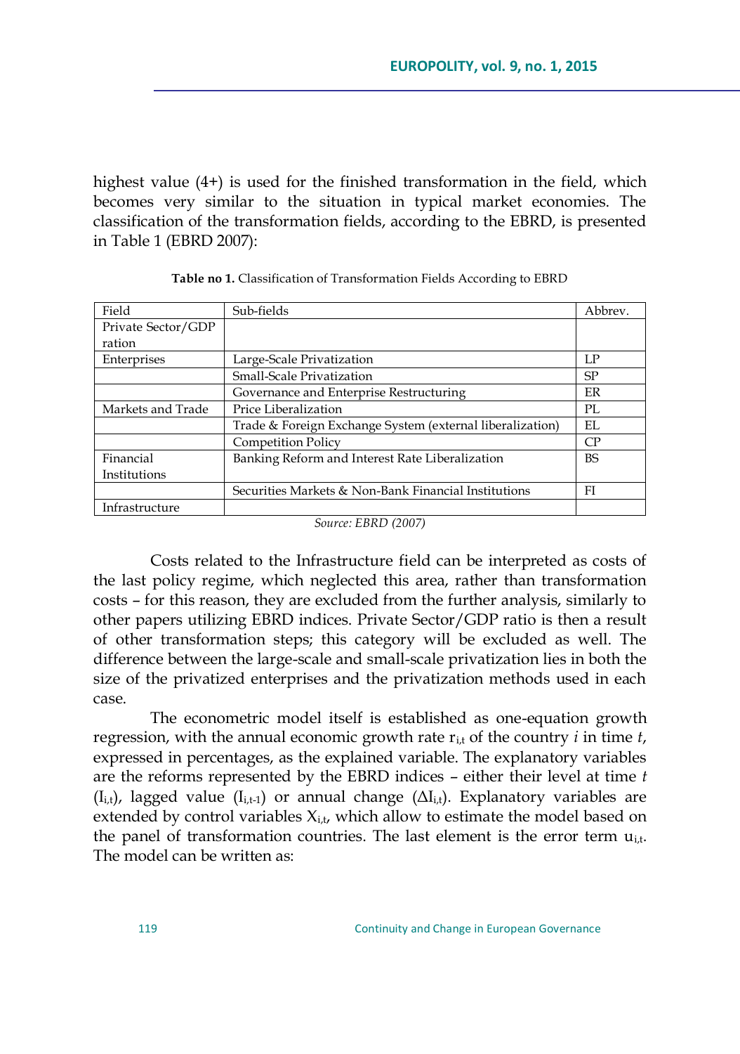highest value (4+) is used for the finished transformation in the field, which becomes very similar to the situation in typical market economies. The classification of the transformation fields, according to the EBRD, is presented in Table 1 (EBRD 2007):

**Table no 1.** Classification of Transformation Fields According to EBRD

| Field | Sub-fields | Abbrev. |
|---|---|---|
| Private Sector/GDP ration | | |
| Enterprises | Large-Scale Privatization | LP |
| | Small-Scale Privatization | SP |
| | Governance and Enterprise Restructuring | ER |
| Markets and Trade | Price Liberalization | PL |
| | Trade & Foreign Exchange System (external liberalization) | EL |
| | Competition Policy | CP |
| Financial Institutions | Banking Reform and Interest Rate Liberalization | BS |
| | Securities Markets & Non-Bank Financial Institutions | FI |
| Infrastructure | | |

*Source: EBRD (2007)*

Costs related to the Infrastructure field can be interpreted as costs of the last policy regime, which neglected this area, rather than transformation costs – for this reason, they are excluded from the further analysis, similarly to other papers utilizing EBRD indices. Private Sector/GDP ratio is then a result of other transformation steps; this category will be excluded as well. The difference between the large-scale and small-scale privatization lies in both the size of the privatized enterprises and the privatization methods used in each case.

The econometric model itself is established as one-equation growth regression, with the annual economic growth rate $r_{i,t}$ of the country *i* in time *t*, expressed in percentages, as the explained variable. The explanatory variables are the reforms represented by the EBRD indices – either their level at time *t* ($I_{i,t}$), lagged value ($I_{i,t-1}$) or annual change ($\Delta I_{i,t}$). Explanatory variables are extended by control variables $X_{i,t}$, which allow to estimate the model based on the panel of transformation countries. The last element is the error term $u_{i,t}$. The model can be written as: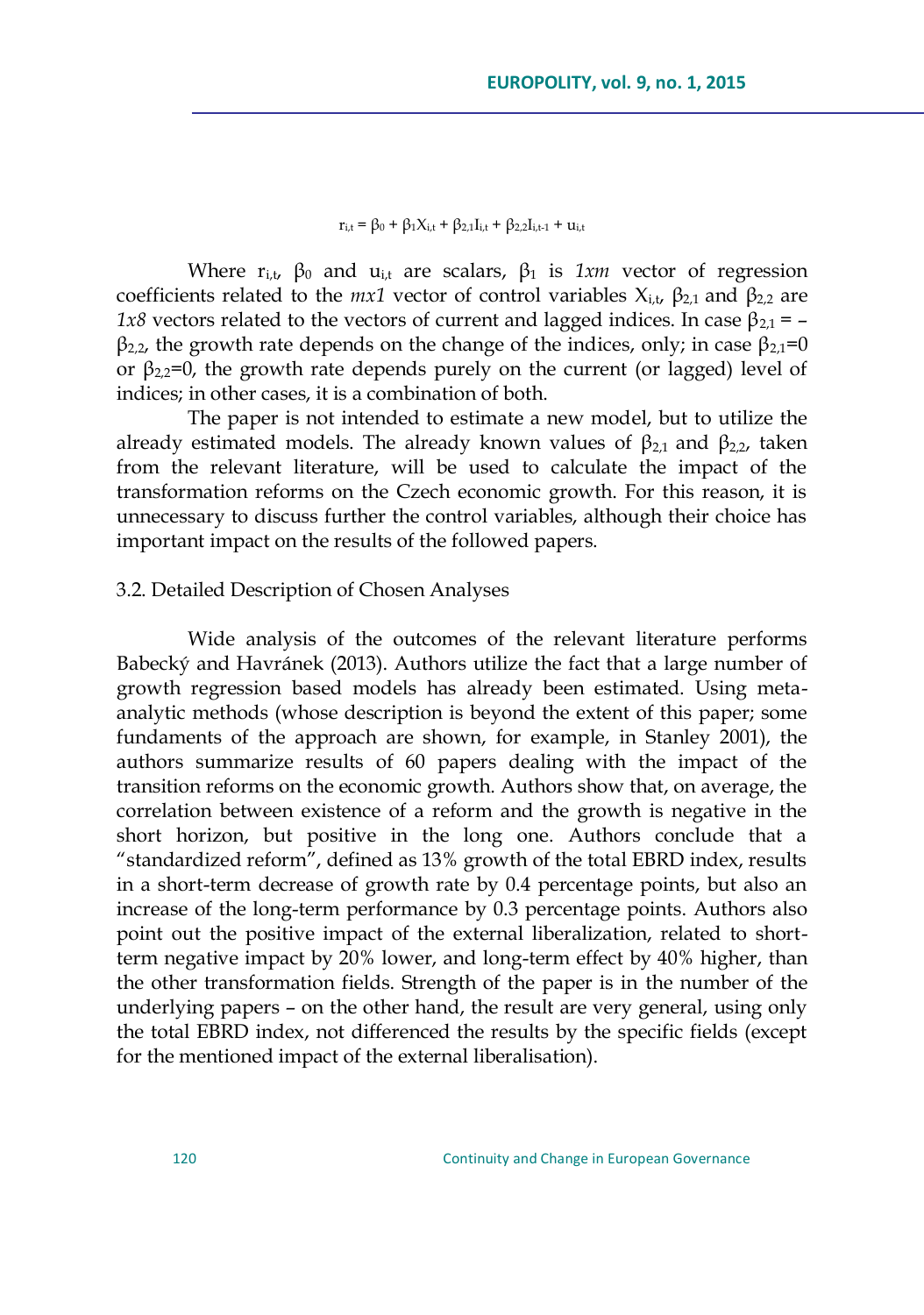$$r_{i,t} = \beta_0 + \beta_1 X_{i,t} + \beta_{2,1} I_{i,t} + \beta_{2,2} I_{i,t-1} + u_{i,t}$$

Where $r_{i,t}$, $\beta_0$ and $u_{i,t}$ are scalars, $\beta_1$ is *1xm* vector of regression coefficients related to the *mx1* vector of control variables $X_{i,t}$, $\beta_{2,1}$ and $\beta_{2,2}$ are *1x8* vectors related to the vectors of current and lagged indices. In case $\beta_{2,1} = -\beta_{2,2}$, the growth rate depends on the change of the indices, only; in case $\beta_{2,1}=0$ or $\beta_{2,2}=0$, the growth rate depends purely on the current (or lagged) level of indices; in other cases, it is a combination of both.

The paper is not intended to estimate a new model, but to utilize the already estimated models. The already known values of $\beta_{2,1}$ and $\beta_{2,2}$, taken from the relevant literature, will be used to calculate the impact of the transformation reforms on the Czech economic growth. For this reason, it is unnecessary to discuss further the control variables, although their choice has important impact on the results of the followed papers.

### 3.2. Detailed Description of Chosen Analyses

Wide analysis of the outcomes of the relevant literature performs Babecký and Havránek (2013). Authors utilize the fact that a large number of growth regression based models has already been estimated. Using meta-analytic methods (whose description is beyond the extent of this paper; some fundaments of the approach are shown, for example, in Stanley 2001), the authors summarize results of 60 papers dealing with the impact of the transition reforms on the economic growth. Authors show that, on average, the correlation between existence of a reform and the growth is negative in the short horizon, but positive in the long one. Authors conclude that a "standardized reform", defined as 13% growth of the total EBRD index, results in a short-term decrease of growth rate by 0.4 percentage points, but also an increase of the long-term performance by 0.3 percentage points. Authors also point out the positive impact of the external liberalization, related to short-term negative impact by 20% lower, and long-term effect by 40% higher, than the other transformation fields. Strength of the paper is in the number of the underlying papers – on the other hand, the result are very general, using only the total EBRD index, not differenced the results by the specific fields (except for the mentioned impact of the external liberalisation).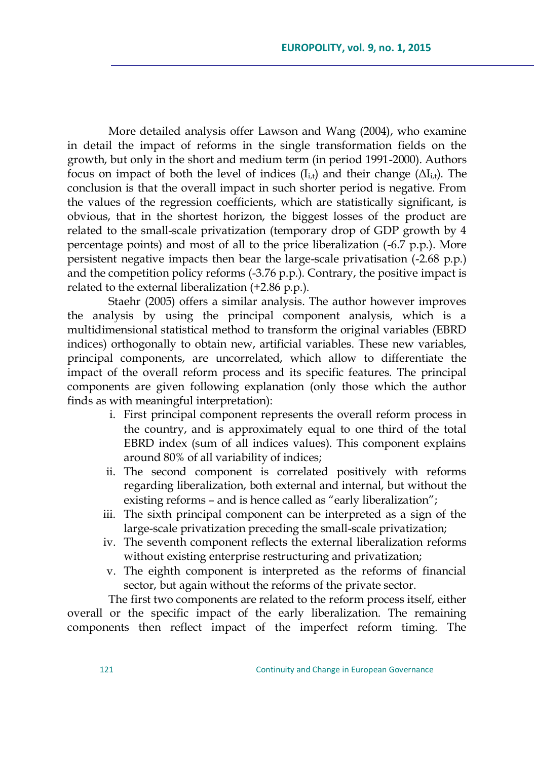More detailed analysis offer Lawson and Wang (2004), who examine in detail the impact of reforms in the single transformation fields on the growth, but only in the short and medium term (in period 1991-2000). Authors focus on impact of both the level of indices ($I_{i,t}$) and their change ($\Delta I_{i,t}$). The conclusion is that the overall impact in such shorter period is negative. From the values of the regression coefficients, which are statistically significant, is obvious, that in the shortest horizon, the biggest losses of the product are related to the small-scale privatization (temporary drop of GDP growth by 4 percentage points) and most of all to the price liberalization (-6.7 p.p.). More persistent negative impacts then bear the large-scale privatisation (-2.68 p.p.) and the competition policy reforms (-3.76 p.p.). Contrary, the positive impact is related to the external liberalization (+2.86 p.p.).

Staehr (2005) offers a similar analysis. The author however improves the analysis by using the principal component analysis, which is a multidimensional statistical method to transform the original variables (EBRD indices) orthogonally to obtain new, artificial variables. These new variables, principal components, are uncorrelated, which allow to differentiate the impact of the overall reform process and its specific features. The principal components are given following explanation (only those which the author finds as with meaningful interpretation):

i. First principal component represents the overall reform process in the country, and is approximately equal to one third of the total EBRD index (sum of all indices values). This component explains around 80% of all variability of indices;
ii. The second component is correlated positively with reforms regarding liberalization, both external and internal, but without the existing reforms – and is hence called as "early liberalization";
iii. The sixth principal component can be interpreted as a sign of the large-scale privatization preceding the small-scale privatization;
iv. The seventh component reflects the external liberalization reforms without existing enterprise restructuring and privatization;
v. The eighth component is interpreted as the reforms of financial sector, but again without the reforms of the private sector.

The first two components are related to the reform process itself, either overall or the specific impact of the early liberalization. The remaining components then reflect impact of the imperfect reform timing. The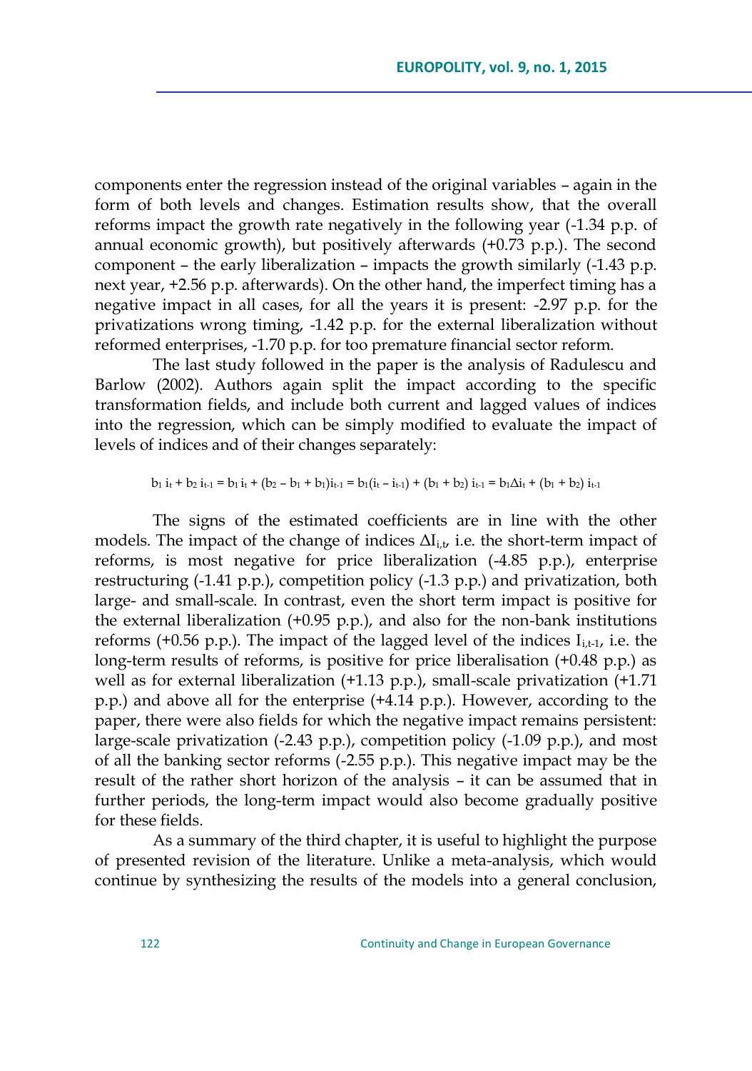components enter the regression instead of the original variables – again in the form of both levels and changes. Estimation results show, that the overall reforms impact the growth rate negatively in the following year (-1.34 p.p. of annual economic growth), but positively afterwards (+0.73 p.p.). The second component – the early liberalization – impacts the growth similarly (-1.43 p.p. next year, +2.56 p.p. afterwards). On the other hand, the imperfect timing has a negative impact in all cases, for all the years it is present: -2.97 p.p. for the privatizations wrong timing, -1.42 p.p. for the external liberalization without reformed enterprises, -1.70 p.p. for too premature financial sector reform.

The last study followed in the paper is the analysis of Radulescu and Barlow (2002). Authors again split the impact according to the specific transformation fields, and include both current and lagged values of indices into the regression, which can be simply modified to evaluate the impact of levels of indices and of their changes separately:

$$b_1 i_t + b_2 i_{t-1} = b_1 i_t + (b_2 - b_1 + b_1) i_{t-1} = b_1(i_t - i_{t-1}) + (b_1 + b_2) i_{t-1} = b_1 \Delta i_t + (b_1 + b_2) i_{t-1}$$

The signs of the estimated coefficients are in line with the other models. The impact of the change of indices $\Delta I_{i,t}$, i.e. the short-term impact of reforms, is most negative for price liberalization (-4.85 p.p.), enterprise restructuring (-1.41 p.p.), competition policy (-1.3 p.p.) and privatization, both large- and small-scale. In contrast, even the short term impact is positive for the external liberalization (+0.95 p.p.), and also for the non-bank institutions reforms (+0.56 p.p.). The impact of the lagged level of the indices $I_{i,t-1}$, i.e. the long-term results of reforms, is positive for price liberalisation (+0.48 p.p.) as well as for external liberalization (+1.13 p.p.), small-scale privatization (+1.71 p.p.) and above all for the enterprise (+4.14 p.p.). However, according to the paper, there were also fields for which the negative impact remains persistent: large-scale privatization (-2.43 p.p.), competition policy (-1.09 p.p.), and most of all the banking sector reforms (-2.55 p.p.). This negative impact may be the result of the rather short horizon of the analysis – it can be assumed that in further periods, the long-term impact would also become gradually positive for these fields.

As a summary of the third chapter, it is useful to highlight the purpose of presented revision of the literature. Unlike a meta-analysis, which would continue by synthesizing the results of the models into a general conclusion,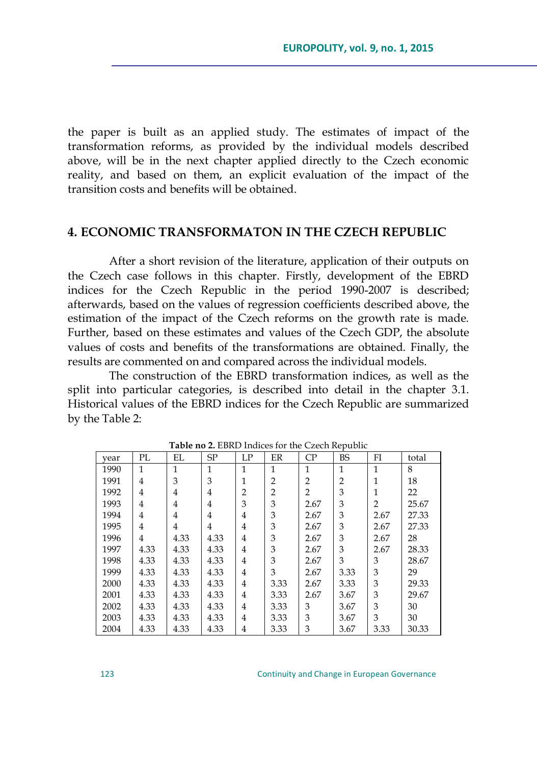the paper is built as an applied study. The estimates of impact of the transformation reforms, as provided by the individual models described above, will be in the next chapter applied directly to the Czech economic reality, and based on them, an explicit evaluation of the impact of the transition costs and benefits will be obtained.

## 4. ECONOMIC TRANSFORMATON IN THE CZECH REPUBLIC

After a short revision of the literature, application of their outputs on the Czech case follows in this chapter. Firstly, development of the EBRD indices for the Czech Republic in the period 1990-2007 is described; afterwards, based on the values of regression coefficients described above, the estimation of the impact of the Czech reforms on the growth rate is made. Further, based on these estimates and values of the Czech GDP, the absolute values of costs and benefits of the transformations are obtained. Finally, the results are commented on and compared across the individual models.

The construction of the EBRD transformation indices, as well as the split into particular categories, is described into detail in the chapter 3.1. Historical values of the EBRD indices for the Czech Republic are summarized by the Table 2:

**Table no 2.** EBRD Indices for the Czech Republic

| year | PL | EL | SP | LP | ER | CP | BS | FI | total |
|---|---|---|---|---|---|---|---|---|---|
| 1990 | 1 | 1 | 1 | 1 | 1 | 1 | 1 | 1 | 8 |
| 1991 | 4 | 3 | 3 | 1 | 2 | 2 | 2 | 1 | 18 |
| 1992 | 4 | 4 | 4 | 2 | 2 | 2 | 3 | 1 | 22 |
| 1993 | 4 | 4 | 4 | 3 | 3 | 2.67 | 3 | 2 | 25.67 |
| 1994 | 4 | 4 | 4 | 4 | 3 | 2.67 | 3 | 2.67 | 27.33 |
| 1995 | 4 | 4 | 4 | 4 | 3 | 2.67 | 3 | 2.67 | 27.33 |
| 1996 | 4 | 4.33 | 4.33 | 4 | 3 | 2.67 | 3 | 2.67 | 28 |
| 1997 | 4.33 | 4.33 | 4.33 | 4 | 3 | 2.67 | 3 | 2.67 | 28.33 |
| 1998 | 4.33 | 4.33 | 4.33 | 4 | 3 | 2.67 | 3 | 3 | 28.67 |
| 1999 | 4.33 | 4.33 | 4.33 | 4 | 3 | 2.67 | 3.33 | 3 | 29 |
| 2000 | 4.33 | 4.33 | 4.33 | 4 | 3.33 | 2.67 | 3.33 | 3 | 29.33 |
| 2001 | 4.33 | 4.33 | 4.33 | 4 | 3.33 | 2.67 | 3.67 | 3 | 29.67 |
| 2002 | 4.33 | 4.33 | 4.33 | 4 | 3.33 | 3 | 3.67 | 3 | 30 |
| 2003 | 4.33 | 4.33 | 4.33 | 4 | 3.33 | 3 | 3.67 | 3 | 30 |
| 2004 | 4.33 | 4.33 | 4.33 | 4 | 3.33 | 3 | 3.67 | 3.33 | 30.33 |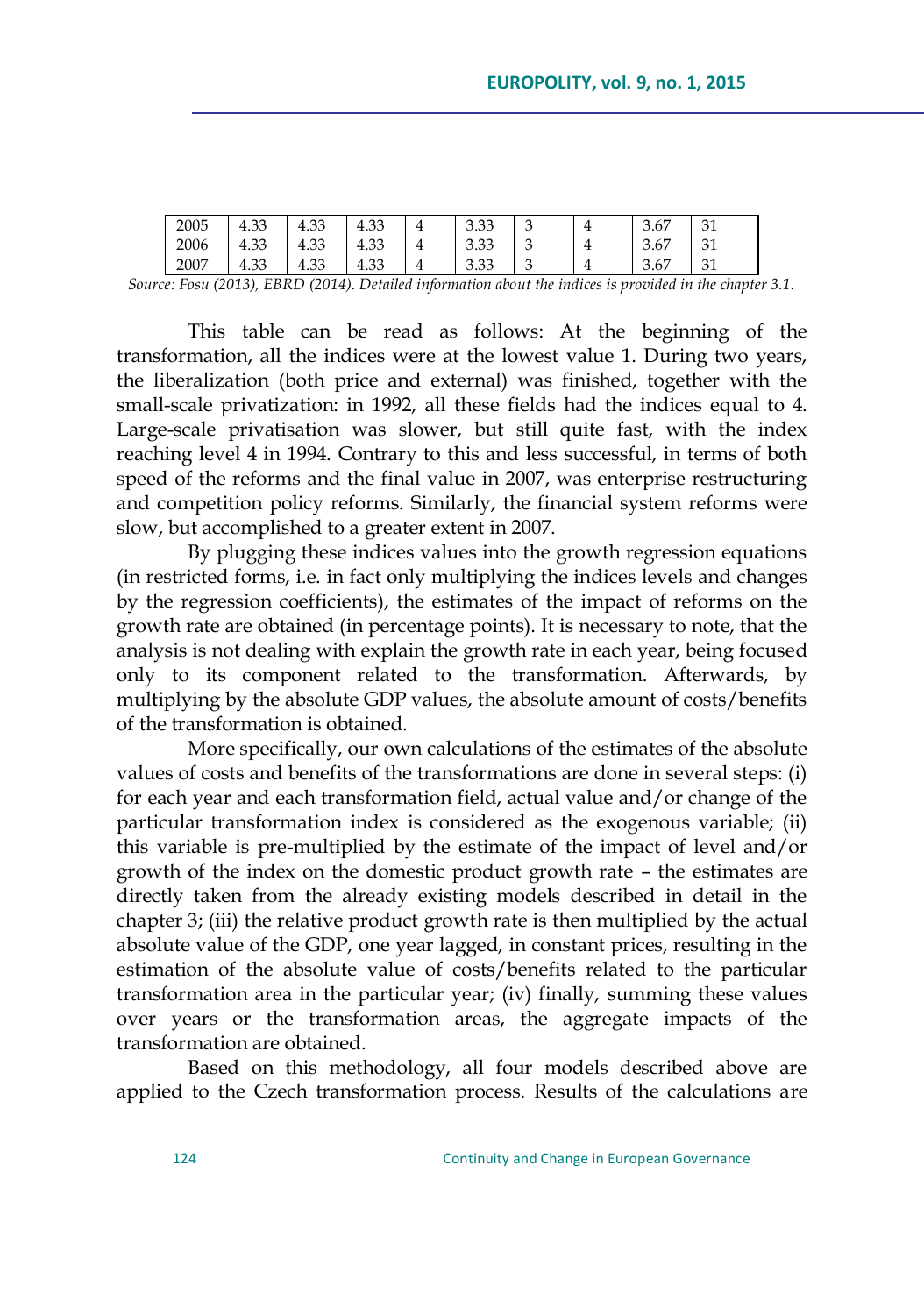| 2005 | 4.33 | 4.33 | 4.33 | 4 | 3.33 | 3 | 4 | 3.67 | 31 |
|---|---|---|---|---|---|---|---|---|---|
| 2006 | 4.33 | 4.33 | 4.33 | 4 | 3.33 | 3 | 4 | 3.67 | 31 |
| 2007 | 4.33 | 4.33 | 4.33 | 4 | 3.33 | 3 | 4 | 3.67 | 31 |

*Source: Fosu (2013), EBRD (2014). Detailed information about the indices is provided in the chapter 3.1.*

This table can be read as follows: At the beginning of the transformation, all the indices were at the lowest value 1. During two years, the liberalization (both price and external) was finished, together with the small-scale privatization: in 1992, all these fields had the indices equal to 4. Large-scale privatisation was slower, but still quite fast, with the index reaching level 4 in 1994. Contrary to this and less successful, in terms of both speed of the reforms and the final value in 2007, was enterprise restructuring and competition policy reforms. Similarly, the financial system reforms were slow, but accomplished to a greater extent in 2007.

By plugging these indices values into the growth regression equations (in restricted forms, i.e. in fact only multiplying the indices levels and changes by the regression coefficients), the estimates of the impact of reforms on the growth rate are obtained (in percentage points). It is necessary to note, that the analysis is not dealing with explain the growth rate in each year, being focused only to its component related to the transformation. Afterwards, by multiplying by the absolute GDP values, the absolute amount of costs/benefits of the transformation is obtained.

More specifically, our own calculations of the estimates of the absolute values of costs and benefits of the transformations are done in several steps: (i) for each year and each transformation field, actual value and/or change of the particular transformation index is considered as the exogenous variable; (ii) this variable is pre-multiplied by the estimate of the impact of level and/or growth of the index on the domestic product growth rate – the estimates are directly taken from the already existing models described in detail in the chapter 3; (iii) the relative product growth rate is then multiplied by the actual absolute value of the GDP, one year lagged, in constant prices, resulting in the estimation of the absolute value of costs/benefits related to the particular transformation area in the particular year; (iv) finally, summing these values over years or the transformation areas, the aggregate impacts of the transformation are obtained.

Based on this methodology, all four models described above are applied to the Czech transformation process. Results of the calculations are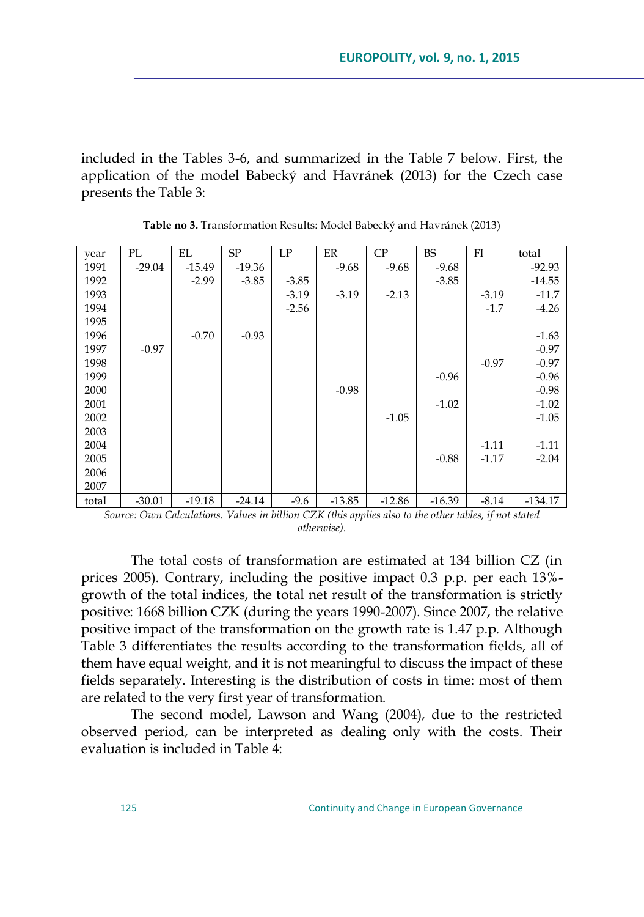included in the Tables 3-6, and summarized in the Table 7 below. First, the application of the model Babecký and Havránek (2013) for the Czech case presents the Table 3:

**Table no 3.** Transformation Results: Model Babecký and Havránek (2013)

| year | PL | EL | SP | LP | ER | CP | BS | FI | total |
|---|---|---|---|---|---|---|---|---|---|
| 1991 | -29.04 | -15.49 | -19.36 | | -9.68 | -9.68 | -9.68 | | -92.93 |
| 1992 | | -2.99 | -3.85 | -3.85 | | | -3.85 | | -14.55 |
| 1993 | | | | -3.19 | -3.19 | -2.13 | | -3.19 | -11.7 |
| 1994 | | | | -2.56 | | | | -1.7 | -4.26 |
| 1995 | | | | | | | | | |
| 1996 | | -0.70 | -0.93 | | | | | | -1.63 |
| 1997 | -0.97 | | | | | | | | -0.97 |
| 1998 | | | | | | | | -0.97 | -0.97 |
| 1999 | | | | | | | -0.96 | | -0.96 |
| 2000 | | | | | -0.98 | | | | -0.98 |
| 2001 | | | | | | | -1.02 | | -1.02 |
| 2002 | | | | | | -1.05 | | | -1.05 |
| 2003 | | | | | | | | | |
| 2004 | | | | | | | | -1.11 | -1.11 |
| 2005 | | | | | | | -0.88 | -1.17 | -2.04 |
| 2006 | | | | | | | | | |
| 2007 | | | | | | | | | |
| total | -30.01 | -19.18 | -24.14 | -9.6 | -13.85 | -12.86 | -16.39 | -8.14 | -134.17 |

*Source: Own Calculations. Values in billion CZK (this applies also to the other tables, if not stated otherwise).*

The total costs of transformation are estimated at 134 billion CZ (in prices 2005). Contrary, including the positive impact 0.3 p.p. per each 13%-growth of the total indices, the total net result of the transformation is strictly positive: 1668 billion CZK (during the years 1990-2007). Since 2007, the relative positive impact of the transformation on the growth rate is 1.47 p.p. Although Table 3 differentiates the results according to the transformation fields, all of them have equal weight, and it is not meaningful to discuss the impact of these fields separately. Interesting is the distribution of costs in time: most of them are related to the very first year of transformation.

The second model, Lawson and Wang (2004), due to the restricted observed period, can be interpreted as dealing only with the costs. Their evaluation is included in Table 4: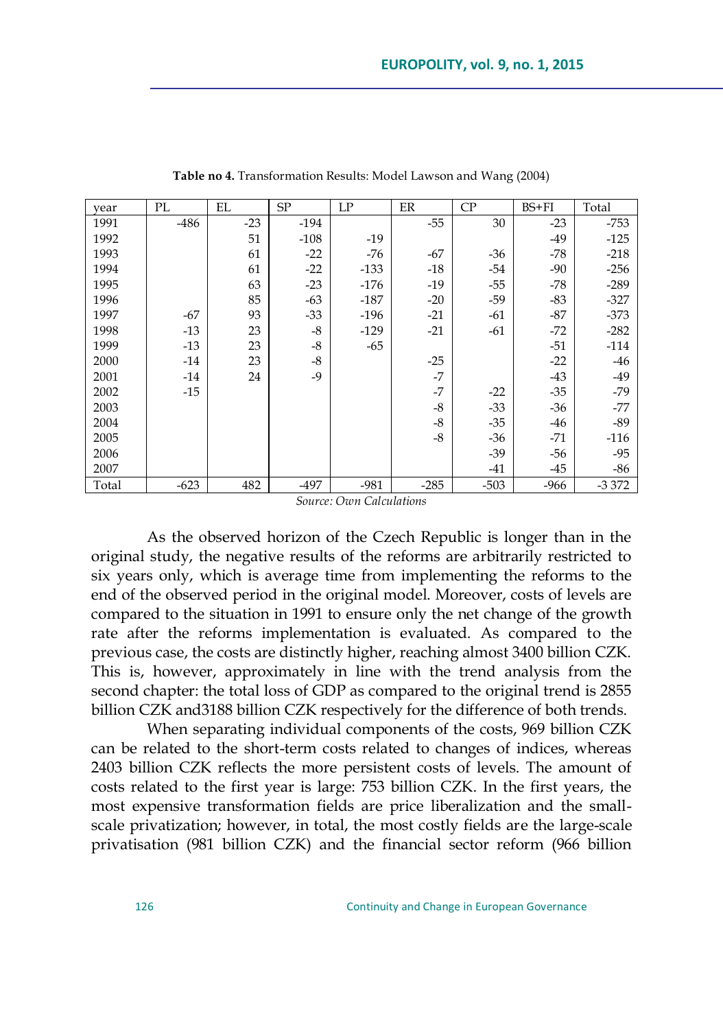**Table no 4.** Transformation Results: Model Lawson and Wang (2004)

| year | PL | EL | SP | LP | ER | CP | BS+FI | Total |
|---|---|---|---|---|---|---|---|---|
| 1991 | -486 | -23 | -194 | | -55 | 30 | -23 | -753 |
| 1992 | | 51 | -108 | -19 | | | -49 | -125 |
| 1993 | | 61 | -22 | -76 | -67 | -36 | -78 | -218 |
| 1994 | | 61 | -22 | -133 | -18 | -54 | -90 | -256 |
| 1995 | | 63 | -23 | -176 | -19 | -55 | -78 | -289 |
| 1996 | | 85 | -63 | -187 | -20 | -59 | -83 | -327 |
| 1997 | -67 | 93 | -33 | -196 | -21 | -61 | -87 | -373 |
| 1998 | -13 | 23 | -8 | -129 | -21 | -61 | -72 | -282 |
| 1999 | -13 | 23 | -8 | -65 | | | -51 | -114 |
| 2000 | -14 | 23 | -8 | | -25 | | -22 | -46 |
| 2001 | -14 | 24 | -9 | | -7 | | -43 | -49 |
| 2002 | -15 | | | | -7 | -22 | -35 | -79 |
| 2003 | | | | | -8 | -33 | -36 | -77 |
| 2004 | | | | | -8 | -35 | -46 | -89 |
| 2005 | | | | | -8 | -36 | -71 | -116 |
| 2006 | | | | | | -39 | -56 | -95 |
| 2007 | | | | | | -41 | -45 | -86 |
| Total | -623 | 482 | -497 | -981 | -285 | -503 | -966 | -3 372 |

*Source: Own Calculations*

As the observed horizon of the Czech Republic is longer than in the original study, the negative results of the reforms are arbitrarily restricted to six years only, which is average time from implementing the reforms to the end of the observed period in the original model. Moreover, costs of levels are compared to the situation in 1991 to ensure only the net change of the growth rate after the reforms implementation is evaluated. As compared to the previous case, the costs are distinctly higher, reaching almost 3400 billion CZK. This is, however, approximately in line with the trend analysis from the second chapter: the total loss of GDP as compared to the original trend is 2855 billion CZK and3188 billion CZK respectively for the difference of both trends.

When separating individual components of the costs, 969 billion CZK can be related to the short-term costs related to changes of indices, whereas 2403 billion CZK reflects the more persistent costs of levels. The amount of costs related to the first year is large: 753 billion CZK. In the first years, the most expensive transformation fields are price liberalization and the small-scale privatization; however, in total, the most costly fields are the large-scale privatisation (981 billion CZK) and the financial sector reform (966 billion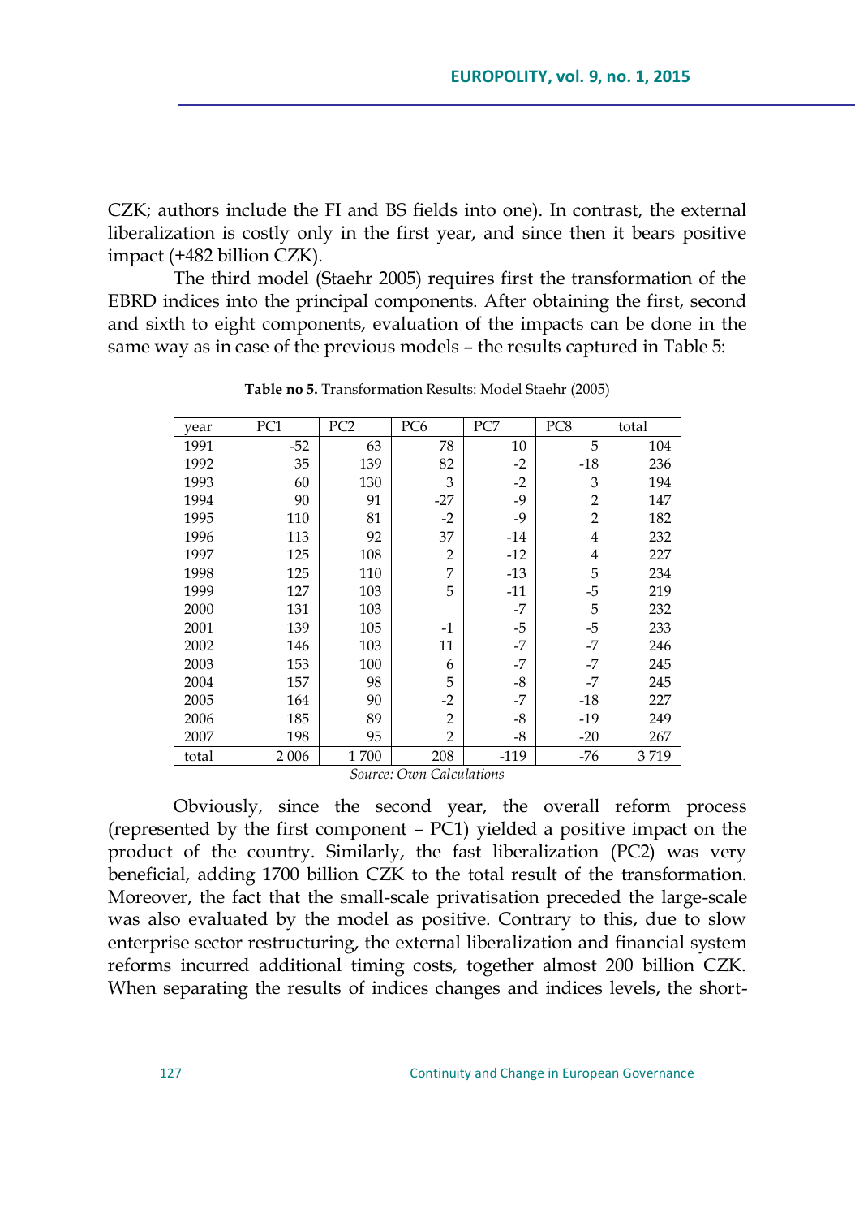CZK; authors include the FI and BS fields into one). In contrast, the external liberalization is costly only in the first year, and since then it bears positive impact (+482 billion CZK).

The third model (Staehr 2005) requires first the transformation of the EBRD indices into the principal components. After obtaining the first, second and sixth to eight components, evaluation of the impacts can be done in the same way as in case of the previous models – the results captured in Table 5:

**Table no 5.** Transformation Results: Model Staehr (2005)

| year | PC1 | PC2 | PC6 | PC7 | PC8 | total |
|---|---|---|---|---|---|---|
| 1991 | -52 | 63 | 78 | 10 | 5 | 104 |
| 1992 | 35 | 139 | 82 | -2 | -18 | 236 |
| 1993 | 60 | 130 | 3 | -2 | 3 | 194 |
| 1994 | 90 | 91 | -27 | -9 | 2 | 147 |
| 1995 | 110 | 81 | -2 | -9 | 2 | 182 |
| 1996 | 113 | 92 | 37 | -14 | 4 | 232 |
| 1997 | 125 | 108 | 2 | -12 | 4 | 227 |
| 1998 | 125 | 110 | 7 | -13 | 5 | 234 |
| 1999 | 127 | 103 | 5 | -11 | -5 | 219 |
| 2000 | 131 | 103 | | -7 | 5 | 232 |
| 2001 | 139 | 105 | -1 | -5 | -5 | 233 |
| 2002 | 146 | 103 | 11 | -7 | -7 | 246 |
| 2003 | 153 | 100 | 6 | -7 | -7 | 245 |
| 2004 | 157 | 98 | 5 | -8 | -7 | 245 |
| 2005 | 164 | 90 | -2 | -7 | -18 | 227 |
| 2006 | 185 | 89 | 2 | -8 | -19 | 249 |
| 2007 | 198 | 95 | 2 | -8 | -20 | 267 |
| total | 2 006 | 1 700 | 208 | -119 | -76 | 3 719 |

*Source: Own Calculations*

Obviously, since the second year, the overall reform process (represented by the first component – PC1) yielded a positive impact on the product of the country. Similarly, the fast liberalization (PC2) was very beneficial, adding 1700 billion CZK to the total result of the transformation. Moreover, the fact that the small-scale privatisation preceded the large-scale was also evaluated by the model as positive. Contrary to this, due to slow enterprise sector restructuring, the external liberalization and financial system reforms incurred additional timing costs, together almost 200 billion CZK. When separating the results of indices changes and indices levels, the short-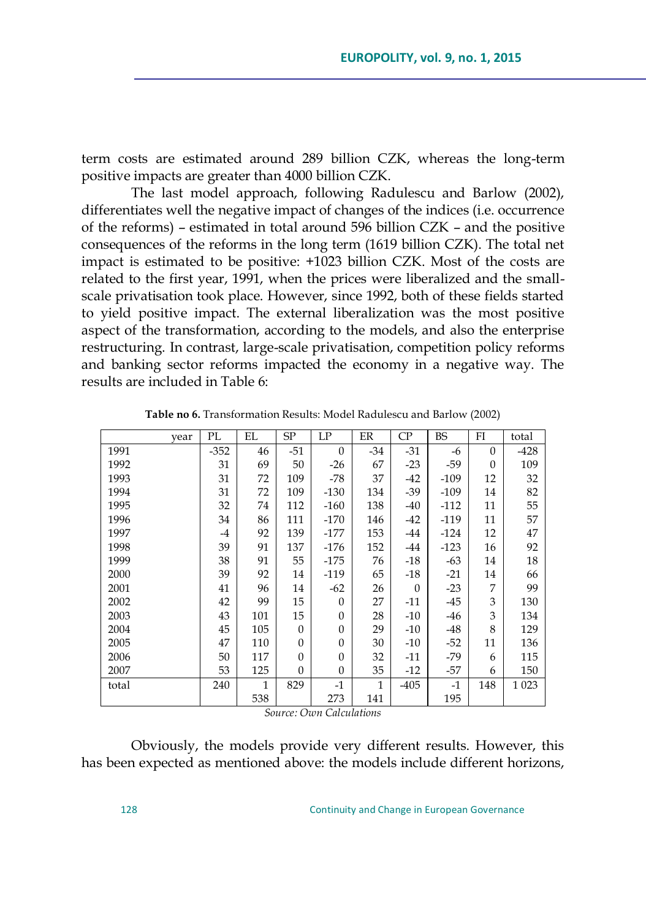term costs are estimated around 289 billion CZK, whereas the long-term positive impacts are greater than 4000 billion CZK.

The last model approach, following Radulescu and Barlow (2002), differentiates well the negative impact of changes of the indices (i.e. occurrence of the reforms) – estimated in total around 596 billion CZK – and the positive consequences of the reforms in the long term (1619 billion CZK). The total net impact is estimated to be positive: +1023 billion CZK. Most of the costs are related to the first year, 1991, when the prices were liberalized and the small-scale privatisation took place. However, since 1992, both of these fields started to yield positive impact. The external liberalization was the most positive aspect of the transformation, according to the models, and also the enterprise restructuring. In contrast, large-scale privatisation, competition policy reforms and banking sector reforms impacted the economy in a negative way. The results are included in Table 6:

**Table no 6.** Transformation Results: Model Radulescu and Barlow (2002)

| year | PL | EL | SP | LP | ER | CP | BS | FI | total |
|---|---|---|---|---|---|---|---|---|---|
| 1991 | -352 | 46 | -51 | 0 | -34 | -31 | -6 | 0 | -428 |
| 1992 | 31 | 69 | 50 | -26 | 67 | -23 | -59 | 0 | 109 |
| 1993 | 31 | 72 | 109 | -78 | 37 | -42 | -109 | 12 | 32 |
| 1994 | 31 | 72 | 109 | -130 | 134 | -39 | -109 | 14 | 82 |
| 1995 | 32 | 74 | 112 | -160 | 138 | -40 | -112 | 11 | 55 |
| 1996 | 34 | 86 | 111 | -170 | 146 | -42 | -119 | 11 | 57 |
| 1997 | -4 | 92 | 139 | -177 | 153 | -44 | -124 | 12 | 47 |
| 1998 | 39 | 91 | 137 | -176 | 152 | -44 | -123 | 16 | 92 |
| 1999 | 38 | 91 | 55 | -175 | 76 | -18 | -63 | 14 | 18 |
| 2000 | 39 | 92 | 14 | -119 | 65 | -18 | -21 | 14 | 66 |
| 2001 | 41 | 96 | 14 | -62 | 26 | 0 | -23 | 7 | 99 |
| 2002 | 42 | 99 | 15 | 0 | 27 | -11 | -45 | 3 | 130 |
| 2003 | 43 | 101 | 15 | 0 | 28 | -10 | -46 | 3 | 134 |
| 2004 | 45 | 105 | 0 | 0 | 29 | -10 | -48 | 8 | 129 |
| 2005 | 47 | 110 | 0 | 0 | 30 | -10 | -52 | 11 | 136 |
| 2006 | 50 | 117 | 0 | 0 | 32 | -11 | -79 | 6 | 115 |
| 2007 | 53 | 125 | 0 | 0 | 35 | -12 | -57 | 6 | 150 |
| total | 240 | 1 538 | 829 | -1 273 | 1 141 | -405 | -1 195 | 148 | 1 023 |

*Source: Own Calculations*

Obviously, the models provide very different results. However, this has been expected as mentioned above: the models include different horizons,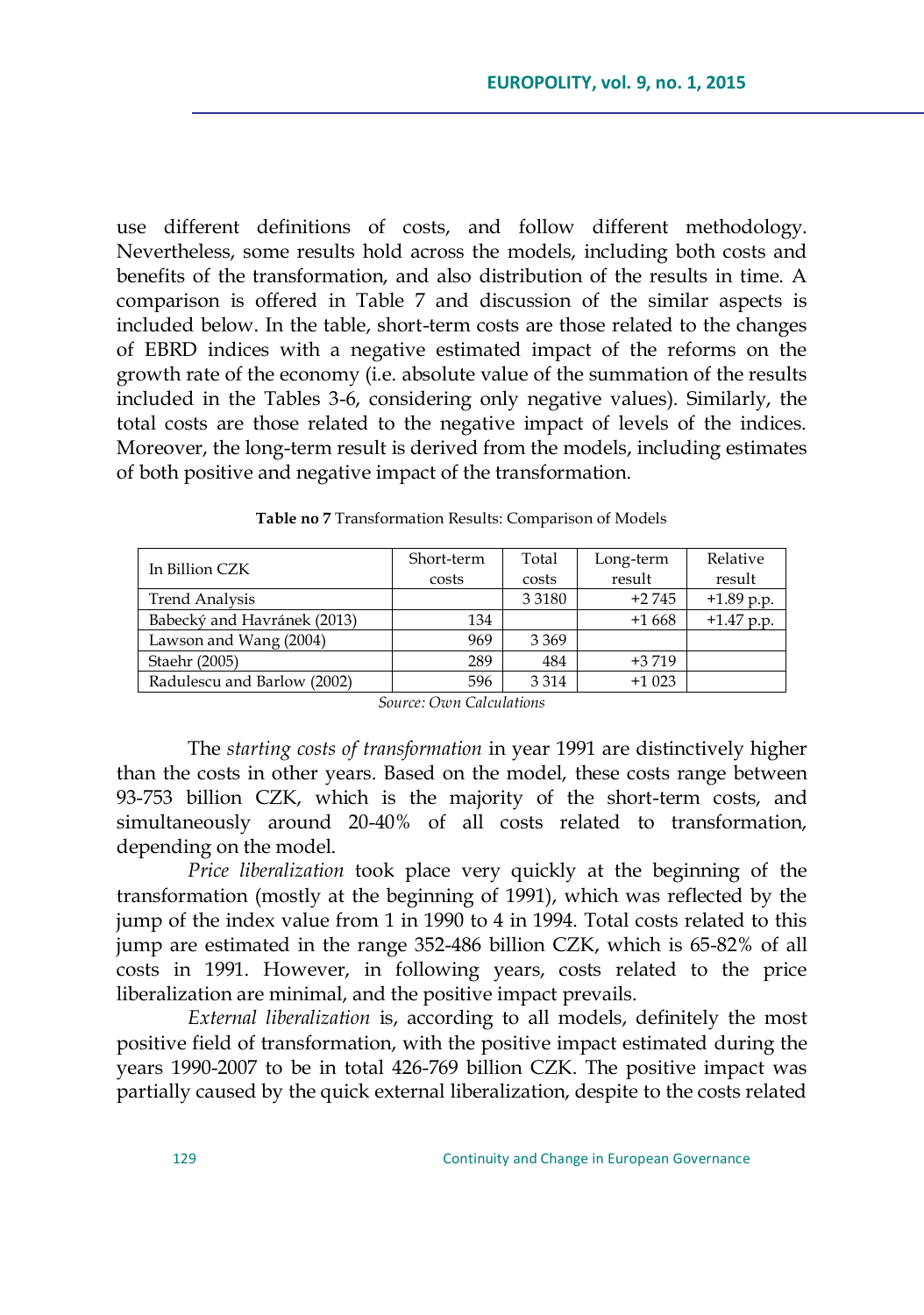use different definitions of costs, and follow different methodology. Nevertheless, some results hold across the models, including both costs and benefits of the transformation, and also distribution of the results in time. A comparison is offered in Table 7 and discussion of the similar aspects is included below. In the table, short-term costs are those related to the changes of EBRD indices with a negative estimated impact of the reforms on the growth rate of the economy (i.e. absolute value of the summation of the results included in the Tables 3-6, considering only negative values). Similarly, the total costs are those related to the negative impact of levels of the indices. Moreover, the long-term result is derived from the models, including estimates of both positive and negative impact of the transformation.

**Table no 7** Transformation Results: Comparison of Models

| In Billion CZK | Short-term costs | Total costs | Long-term result | Relative result |
|---|---|---|---|---|
| Trend Analysis | | 3 3180 | +2 745 | +1.89 p.p. |
| Babecký and Havránek (2013) | 134 | | +1 668 | +1.47 p.p. |
| Lawson and Wang (2004) | 969 | 3 369 | | |
| Staehr (2005) | 289 | 484 | +3 719 | |
| Radulescu and Barlow (2002) | 596 | 3 314 | +1 023 | |

*Source: Own Calculations*

The *starting costs of transformation* in year 1991 are distinctively higher than the costs in other years. Based on the model, these costs range between 93-753 billion CZK, which is the majority of the short-term costs, and simultaneously around 20-40% of all costs related to transformation, depending on the model.

*Price liberalization* took place very quickly at the beginning of the transformation (mostly at the beginning of 1991), which was reflected by the jump of the index value from 1 in 1990 to 4 in 1994. Total costs related to this jump are estimated in the range 352-486 billion CZK, which is 65-82% of all costs in 1991. However, in following years, costs related to the price liberalization are minimal, and the positive impact prevails.

*External liberalization* is, according to all models, definitely the most positive field of transformation, with the positive impact estimated during the years 1990-2007 to be in total 426-769 billion CZK. The positive impact was partially caused by the quick external liberalization, despite to the costs related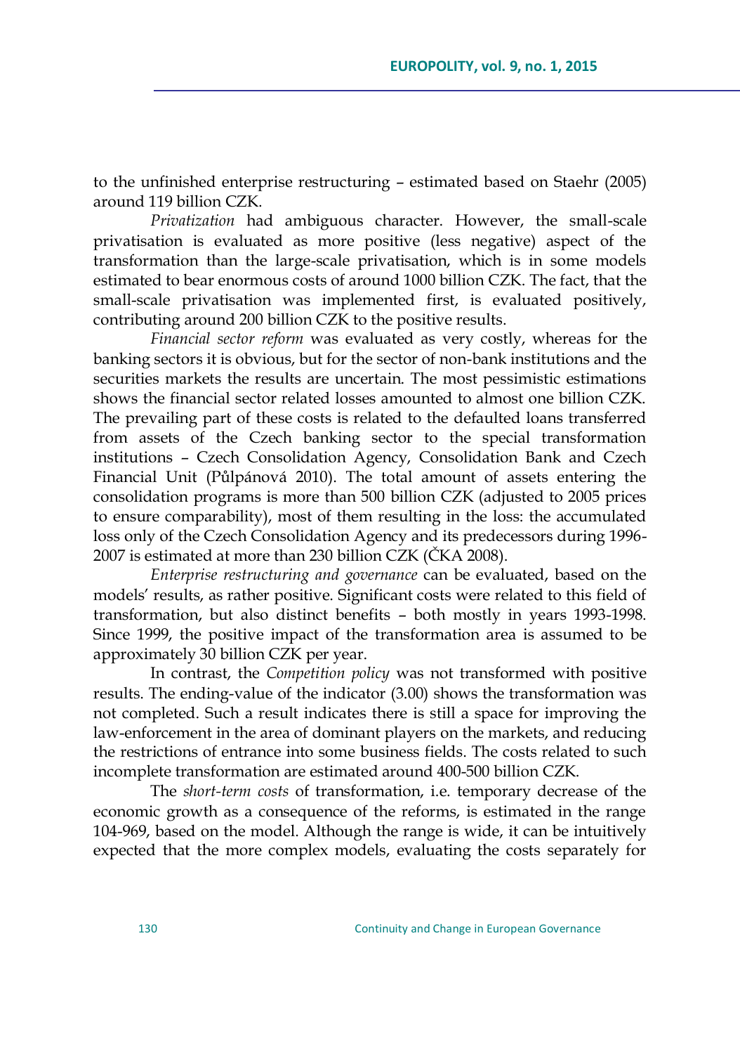to the unfinished enterprise restructuring – estimated based on Staehr (2005) around 119 billion CZK.

*Privatization* had ambiguous character. However, the small-scale privatisation is evaluated as more positive (less negative) aspect of the transformation than the large-scale privatisation, which is in some models estimated to bear enormous costs of around 1000 billion CZK. The fact, that the small-scale privatisation was implemented first, is evaluated positively, contributing around 200 billion CZK to the positive results.

*Financial sector reform* was evaluated as very costly, whereas for the banking sectors it is obvious, but for the sector of non-bank institutions and the securities markets the results are uncertain. The most pessimistic estimations shows the financial sector related losses amounted to almost one billion CZK. The prevailing part of these costs is related to the defaulted loans transferred from assets of the Czech banking sector to the special transformation institutions – Czech Consolidation Agency, Consolidation Bank and Czech Financial Unit (Půlpánová 2010). The total amount of assets entering the consolidation programs is more than 500 billion CZK (adjusted to 2005 prices to ensure comparability), most of them resulting in the loss: the accumulated loss only of the Czech Consolidation Agency and its predecessors during 1996-2007 is estimated at more than 230 billion CZK (ČKA 2008).

*Enterprise restructuring and governance* can be evaluated, based on the models' results, as rather positive. Significant costs were related to this field of transformation, but also distinct benefits – both mostly in years 1993-1998. Since 1999, the positive impact of the transformation area is assumed to be approximately 30 billion CZK per year.

In contrast, the *Competition policy* was not transformed with positive results. The ending-value of the indicator (3.00) shows the transformation was not completed. Such a result indicates there is still a space for improving the law-enforcement in the area of dominant players on the markets, and reducing the restrictions of entrance into some business fields. The costs related to such incomplete transformation are estimated around 400-500 billion CZK.

The *short-term costs* of transformation, i.e. temporary decrease of the economic growth as a consequence of the reforms, is estimated in the range 104-969, based on the model. Although the range is wide, it can be intuitively expected that the more complex models, evaluating the costs separately for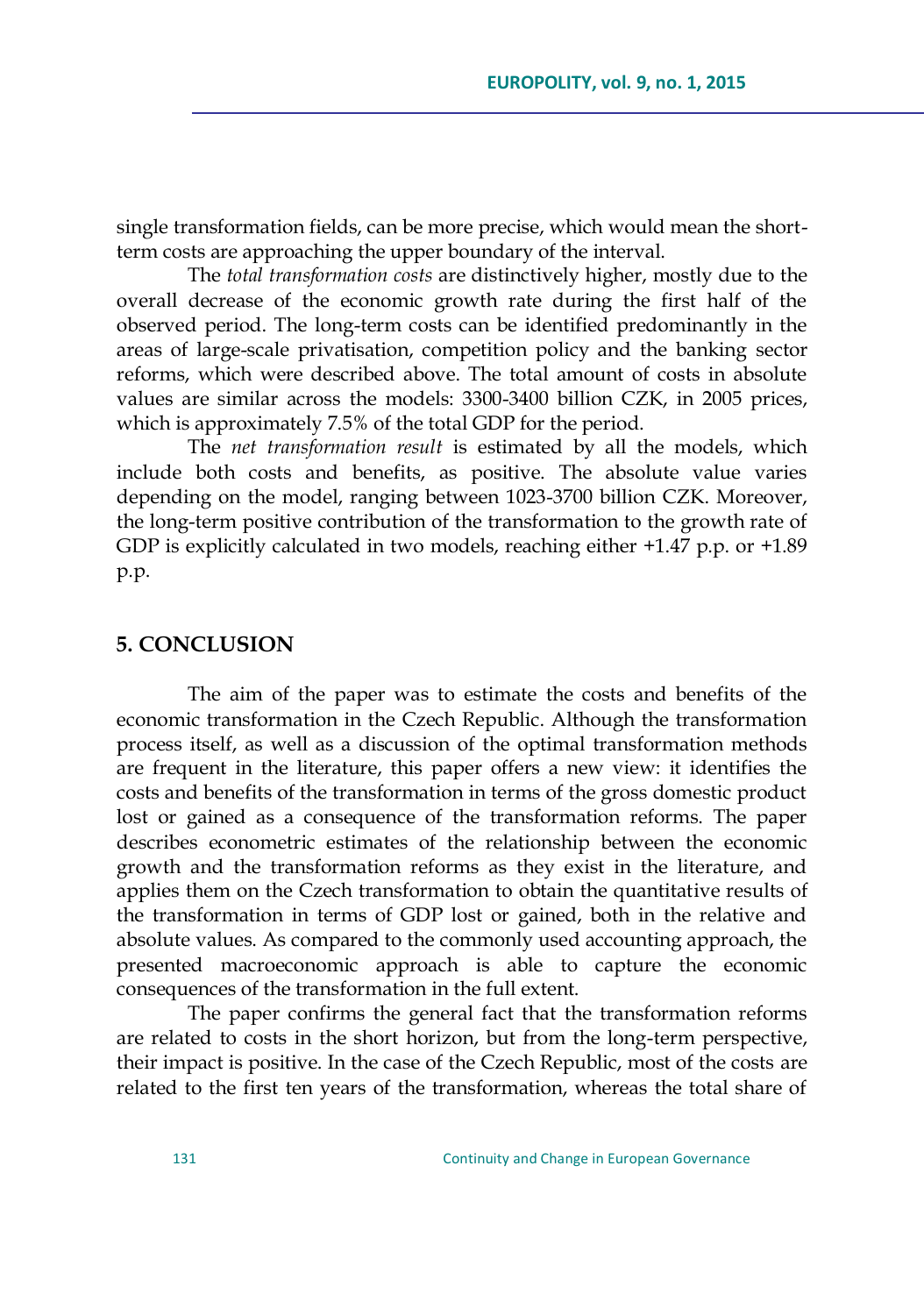single transformation fields, can be more precise, which would mean the short-term costs are approaching the upper boundary of the interval.

The *total transformation costs* are distinctively higher, mostly due to the overall decrease of the economic growth rate during the first half of the observed period. The long-term costs can be identified predominantly in the areas of large-scale privatisation, competition policy and the banking sector reforms, which were described above. The total amount of costs in absolute values are similar across the models: 3300-3400 billion CZK, in 2005 prices, which is approximately 7.5% of the total GDP for the period.

The *net transformation result* is estimated by all the models, which include both costs and benefits, as positive. The absolute value varies depending on the model, ranging between 1023-3700 billion CZK. Moreover, the long-term positive contribution of the transformation to the growth rate of GDP is explicitly calculated in two models, reaching either +1.47 p.p. or +1.89 p.p.

## 5. CONCLUSION

The aim of the paper was to estimate the costs and benefits of the economic transformation in the Czech Republic. Although the transformation process itself, as well as a discussion of the optimal transformation methods are frequent in the literature, this paper offers a new view: it identifies the costs and benefits of the transformation in terms of the gross domestic product lost or gained as a consequence of the transformation reforms. The paper describes econometric estimates of the relationship between the economic growth and the transformation reforms as they exist in the literature, and applies them on the Czech transformation to obtain the quantitative results of the transformation in terms of GDP lost or gained, both in the relative and absolute values. As compared to the commonly used accounting approach, the presented macroeconomic approach is able to capture the economic consequences of the transformation in the full extent.

The paper confirms the general fact that the transformation reforms are related to costs in the short horizon, but from the long-term perspective, their impact is positive. In the case of the Czech Republic, most of the costs are related to the first ten years of the transformation, whereas the total share of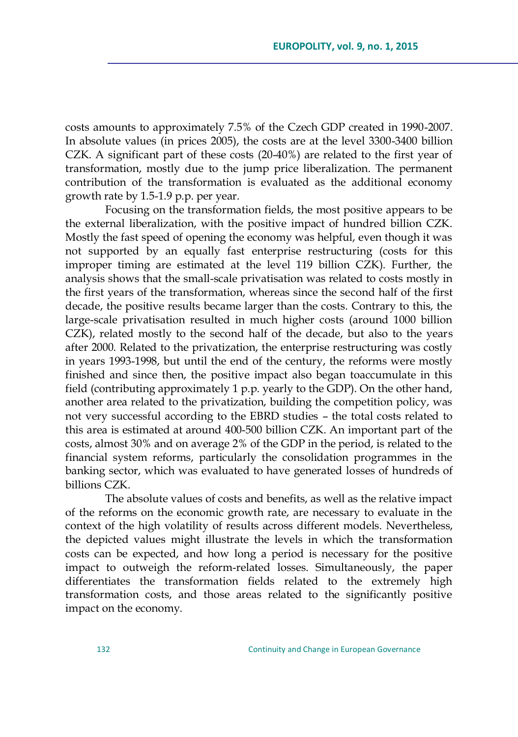costs amounts to approximately 7.5% of the Czech GDP created in 1990-2007. In absolute values (in prices 2005), the costs are at the level 3300-3400 billion CZK. A significant part of these costs (20-40%) are related to the first year of transformation, mostly due to the jump price liberalization. The permanent contribution of the transformation is evaluated as the additional economy growth rate by 1.5-1.9 p.p. per year.

Focusing on the transformation fields, the most positive appears to be the external liberalization, with the positive impact of hundred billion CZK. Mostly the fast speed of opening the economy was helpful, even though it was not supported by an equally fast enterprise restructuring (costs for this improper timing are estimated at the level 119 billion CZK). Further, the analysis shows that the small-scale privatisation was related to costs mostly in the first years of the transformation, whereas since the second half of the first decade, the positive results became larger than the costs. Contrary to this, the large-scale privatisation resulted in much higher costs (around 1000 billion CZK), related mostly to the second half of the decade, but also to the years after 2000. Related to the privatization, the enterprise restructuring was costly in years 1993-1998, but until the end of the century, the reforms were mostly finished and since then, the positive impact also began toaccumulate in this field (contributing approximately 1 p.p. yearly to the GDP). On the other hand, another area related to the privatization, building the competition policy, was not very successful according to the EBRD studies – the total costs related to this area is estimated at around 400-500 billion CZK. An important part of the costs, almost 30% and on average 2% of the GDP in the period, is related to the financial system reforms, particularly the consolidation programmes in the banking sector, which was evaluated to have generated losses of hundreds of billions CZK.

The absolute values of costs and benefits, as well as the relative impact of the reforms on the economic growth rate, are necessary to evaluate in the context of the high volatility of results across different models. Nevertheless, the depicted values might illustrate the levels in which the transformation costs can be expected, and how long a period is necessary for the positive impact to outweigh the reform-related losses. Simultaneously, the paper differentiates the transformation fields related to the extremely high transformation costs, and those areas related to the significantly positive impact on the economy.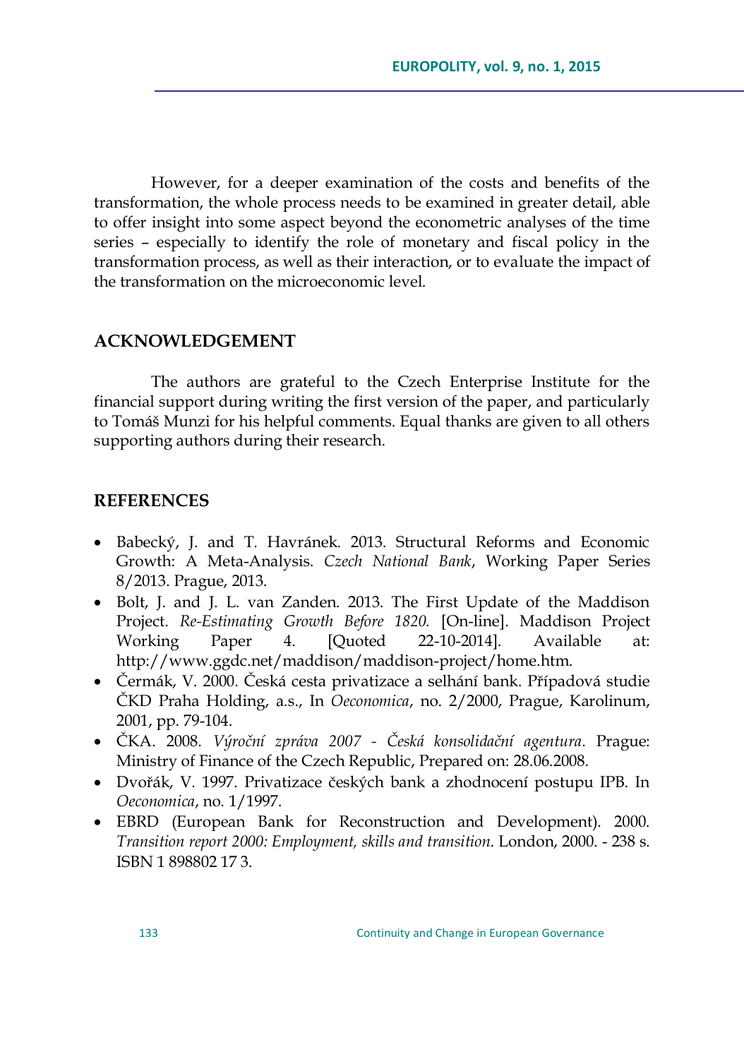However, for a deeper examination of the costs and benefits of the transformation, the whole process needs to be examined in greater detail, able to offer insight into some aspect beyond the econometric analyses of the time series – especially to identify the role of monetary and fiscal policy in the transformation process, as well as their interaction, or to evaluate the impact of the transformation on the microeconomic level.

## ACKNOWLEDGEMENT

The authors are grateful to the Czech Enterprise Institute for the financial support during writing the first version of the paper, and particularly to Tomáš Munzi for his helpful comments. Equal thanks are given to all others supporting authors during their research.

## REFERENCES

- Babecký, J. and T. Havránek. 2013. Structural Reforms and Economic Growth: A Meta-Analysis. *Czech National Bank*, Working Paper Series 8/2013. Prague, 2013.
- Bolt, J. and J. L. van Zanden. 2013. The First Update of the Maddison Project. *Re-Estimating Growth Before 1820.* [On-line]. Maddison Project Working Paper 4. [Quoted 22-10-2014]. Available at: http://www.ggdc.net/maddison/maddison-project/home.htm.
- Čermák, V. 2000. Česká cesta privatizace a selhání bank. Případová studie ČKD Praha Holding, a.s., In *Oeconomica*, no. 2/2000, Prague, Karolinum, 2001, pp. 79-104.
- ČKA. 2008. *Výroční zpráva 2007 - Česká konsolidační agentura*. Prague: Ministry of Finance of the Czech Republic, Prepared on: 28.06.2008.
- Dvořák, V. 1997. Privatizace českých bank a zhodnocení postupu IPB. In *Oeconomica*, no. 1/1997.
- EBRD (European Bank for Reconstruction and Development). 2000. *Transition report 2000: Employment, skills and transition*. London, 2000. - 238 s. ISBN 1 898802 17 3.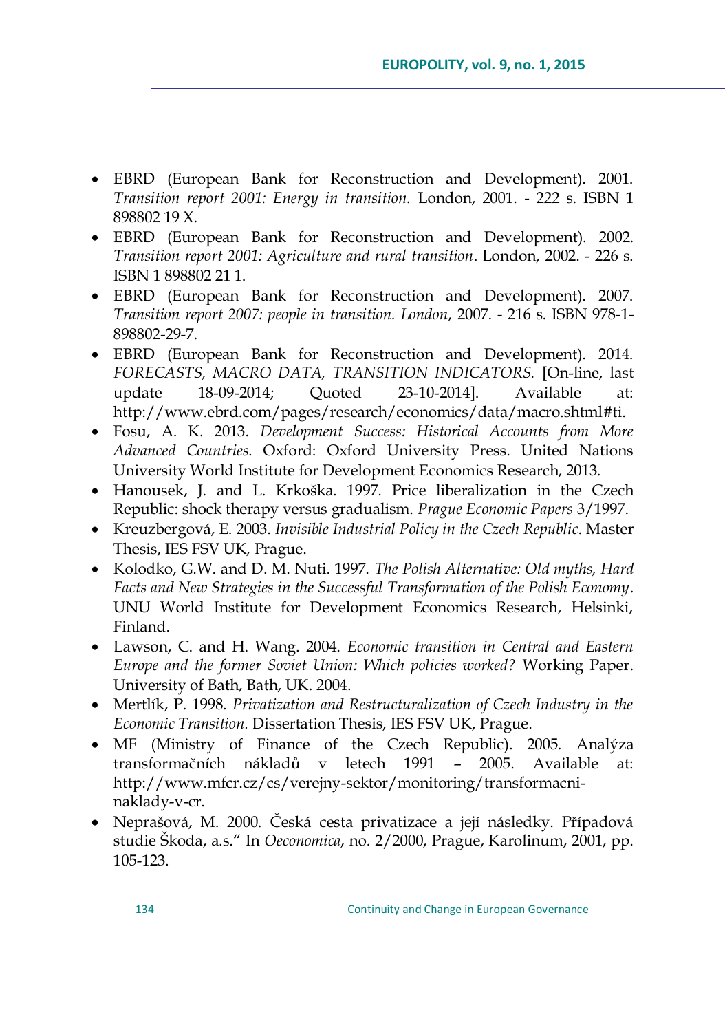- EBRD (European Bank for Reconstruction and Development). 2001. *Transition report 2001: Energy in transition.* London, 2001. - 222 s. ISBN 1 898802 19 X.
- EBRD (European Bank for Reconstruction and Development). 2002. *Transition report 2001: Agriculture and rural transition*. London, 2002. - 226 s. ISBN 1 898802 21 1.
- EBRD (European Bank for Reconstruction and Development). 2007. *Transition report 2007: people in transition. London*, 2007. - 216 s. ISBN 978-1-898802-29-7.
- EBRD (European Bank for Reconstruction and Development). 2014. *FORECASTS, MACRO DATA, TRANSITION INDICATORS.* [On-line, last update 18-09-2014; Quoted 23-10-2014]. Available at: http://www.ebrd.com/pages/research/economics/data/macro.shtml#ti.
- Fosu, A. K. 2013. *Development Success: Historical Accounts from More Advanced Countries*. Oxford: Oxford University Press. United Nations University World Institute for Development Economics Research, 2013.
- Hanousek, J. and L. Krkoška. 1997. Price liberalization in the Czech Republic: shock therapy versus gradualism. *Prague Economic Papers* 3/1997.
- Kreuzbergová, E. 2003. *Invisible Industrial Policy in the Czech Republic*. Master Thesis, IES FSV UK, Prague.
- Kolodko, G.W. and D. M. Nuti. 1997. *The Polish Alternative: Old myths, Hard Facts and New Strategies in the Successful Transformation of the Polish Economy*. UNU World Institute for Development Economics Research, Helsinki, Finland.
- Lawson, C. and H. Wang. 2004. *Economic transition in Central and Eastern Europe and the former Soviet Union: Which policies worked?* Working Paper. University of Bath, Bath, UK. 2004.
- Mertlík, P. 1998. *Privatization and Restructuralization of Czech Industry in the Economic Transition.* Dissertation Thesis, IES FSV UK, Prague.
- MF (Ministry of Finance of the Czech Republic). 2005. Analýza transformačních nákladů v letech 1991 – 2005. Available at: http://www.mfcr.cz/cs/verejny-sektor/monitoring/transformacni-naklady-v-cr.
- Neprašová, M. 2000. Česká cesta privatizace a její následky. Případová studie Škoda, a.s." In *Oeconomica*, no. 2/2000, Prague, Karolinum, 2001, pp. 105-123.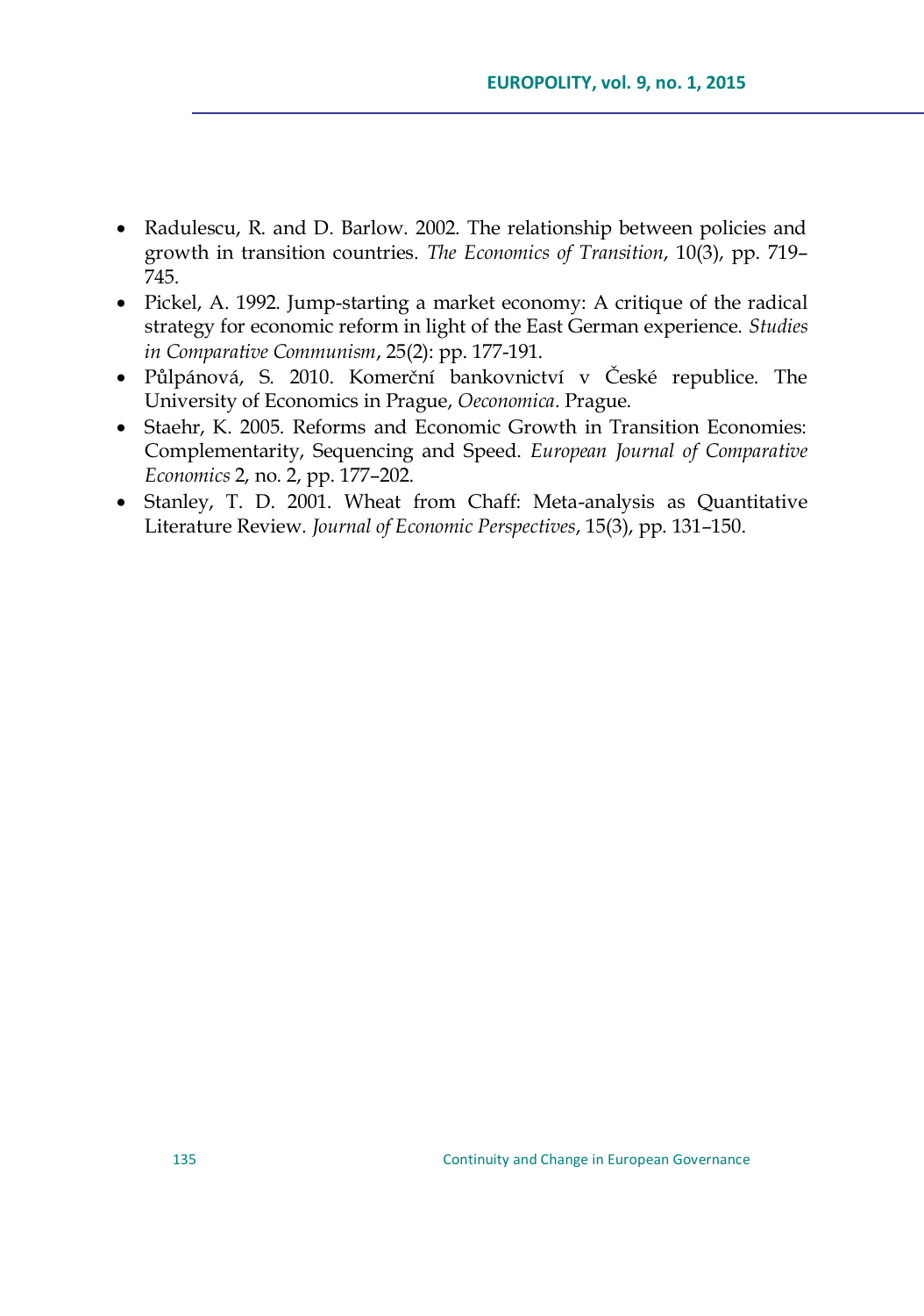- Radulescu, R. and D. Barlow. 2002. The relationship between policies and growth in transition countries. *The Economics of Transition*, 10(3), pp. 719–745.
- Pickel, A. 1992. Jump-starting a market economy: A critique of the radical strategy for economic reform in light of the East German experience. *Studies in Comparative Communism*, 25(2): pp. 177-191.
- Půlpánová, S. 2010. Komerční bankovnictví v České republice. The University of Economics in Prague, *Oeconomica*. Prague.
- Staehr, K. 2005. Reforms and Economic Growth in Transition Economies: Complementarity, Sequencing and Speed. *European Journal of Comparative Economics* 2, no. 2, pp. 177–202.
- Stanley, T. D. 2001. Wheat from Chaff: Meta-analysis as Quantitative Literature Review. *Journal of Economic Perspectives*, 15(3), pp. 131–150.